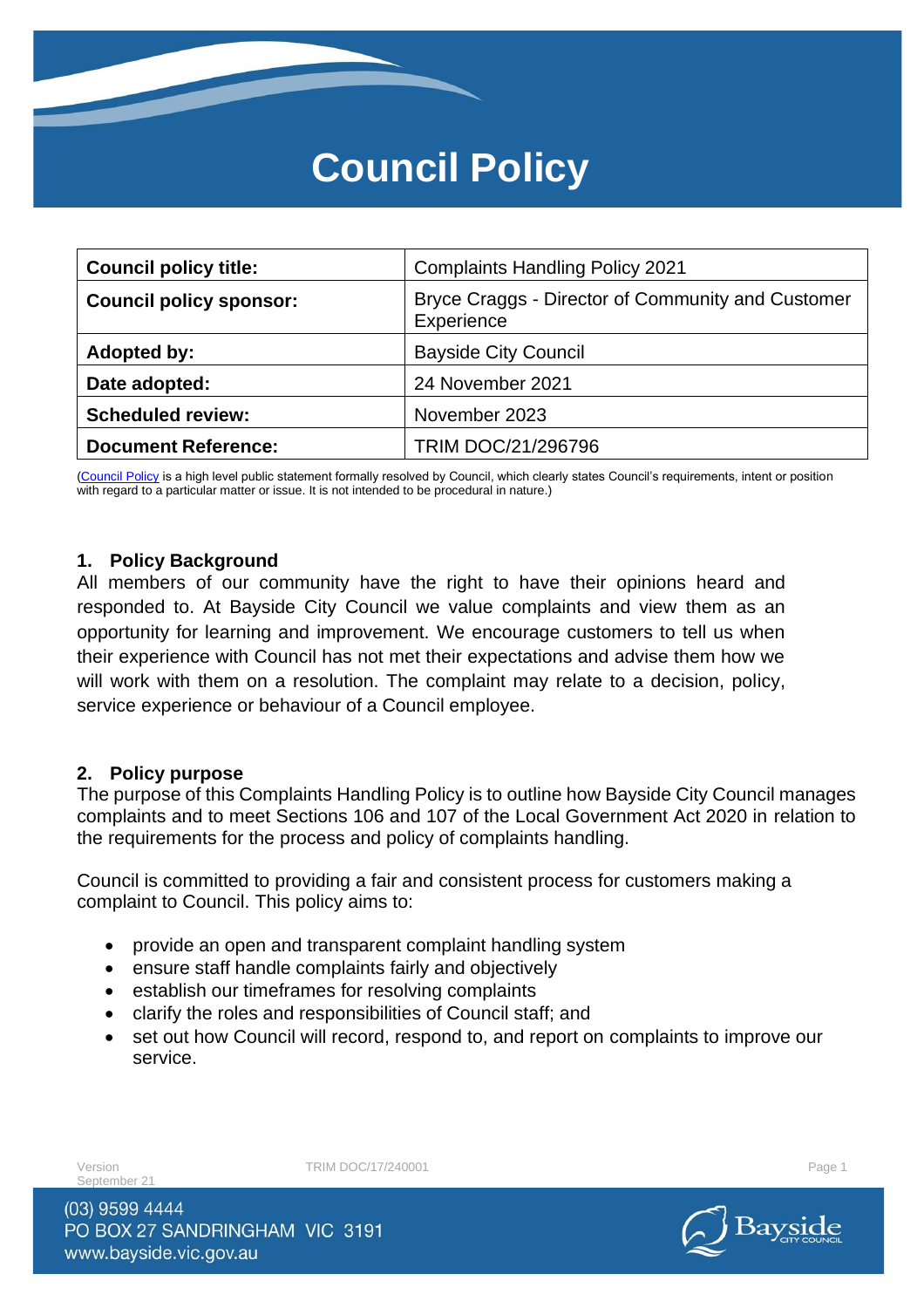# Council Policy

| Council policy title: | Complaints Handling Policy 2021 |
|---|---|
| Council policy sponsor: | Bryce Craggs - Director of Community and Customer Experience |
| Adopted by: | Bayside City Council |
| Date adopted: | 24 November 2021 |
| Scheduled review: | November 2023 |
| Document Reference: | TRIM DOC/21/296796 |

(Council Policy is a high level public statement formally resolved by Council, which clearly states Council's requirements, intent or position with regard to a particular matter or issue. It is not intended to be procedural in nature.)

## 1. Policy Background

All members of our community have the right to have their opinions heard and responded to. At Bayside City Council we value complaints and view them as an opportunity for learning and improvement. We encourage customers to tell us when their experience with Council has not met their expectations and advise them how we will work with them on a resolution. The complaint may relate to a decision, policy, service experience or behaviour of a Council employee.

## 2. Policy purpose

The purpose of this Complaints Handling Policy is to outline how Bayside City Council manages complaints and to meet Sections 106 and 107 of the Local Government Act 2020 in relation to the requirements for the process and policy of complaints handling.

Council is committed to providing a fair and consistent process for customers making a complaint to Council. This policy aims to:

- provide an open and transparent complaint handling system
- ensure staff handle complaints fairly and objectively
- establish our timeframes for resolving complaints
- clarify the roles and responsibilities of Council staff; and
- set out how Council will record, respond to, and report on complaints to improve our service.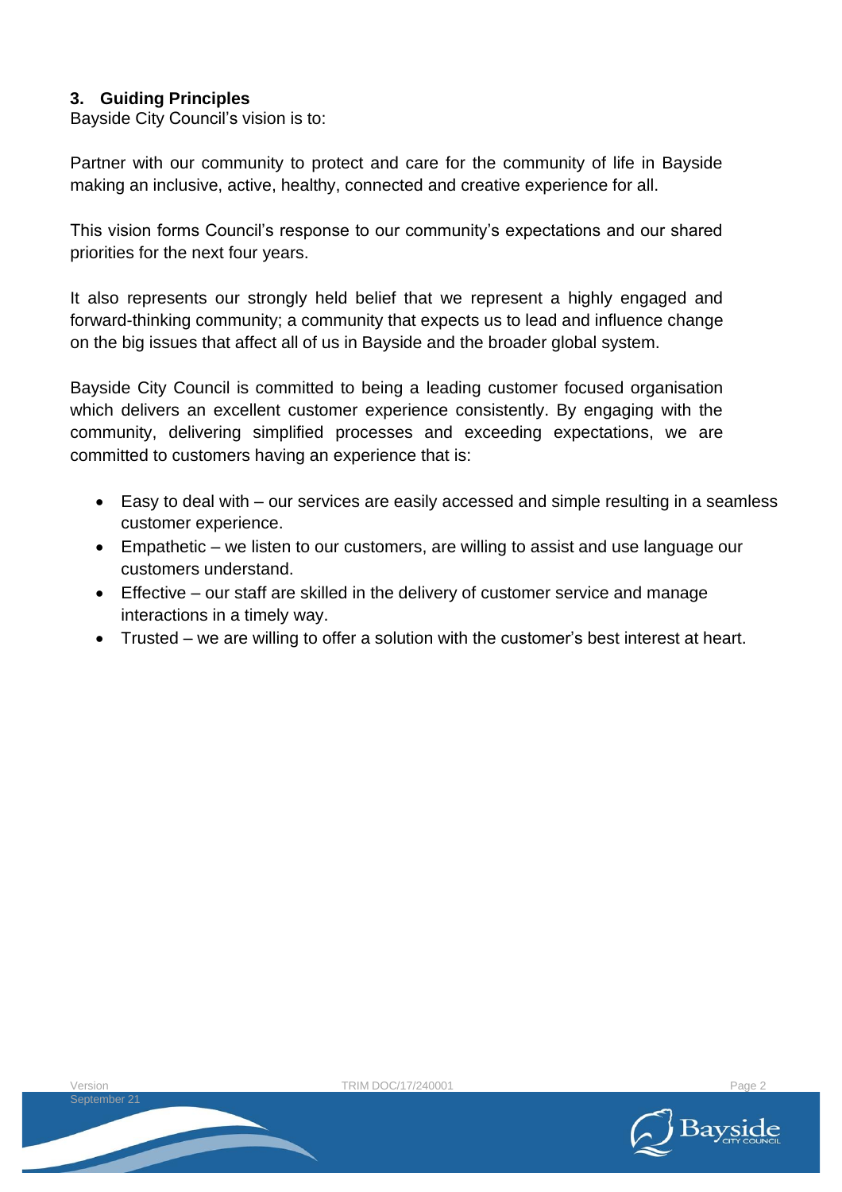## 3. Guiding Principles

Bayside City Council's vision is to:

Partner with our community to protect and care for the community of life in Bayside making an inclusive, active, healthy, connected and creative experience for all.

This vision forms Council's response to our community's expectations and our shared priorities for the next four years.

It also represents our strongly held belief that we represent a highly engaged and forward-thinking community; a community that expects us to lead and influence change on the big issues that affect all of us in Bayside and the broader global system.

Bayside City Council is committed to being a leading customer focused organisation which delivers an excellent customer experience consistently. By engaging with the community, delivering simplified processes and exceeding expectations, we are committed to customers having an experience that is:

- Easy to deal with – our services are easily accessed and simple resulting in a seamless customer experience.
- Empathetic – we listen to our customers, are willing to assist and use language our customers understand.
- Effective – our staff are skilled in the delivery of customer service and manage interactions in a timely way.
- Trusted – we are willing to offer a solution with the customer's best interest at heart.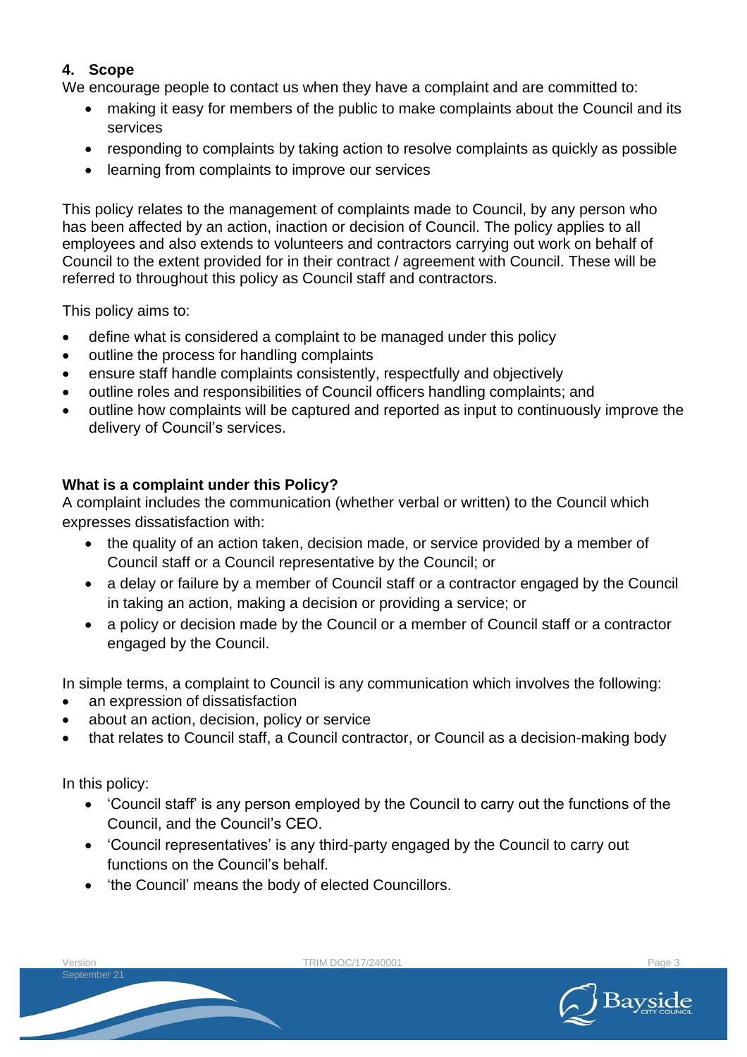## 4. Scope

We encourage people to contact us when they have a complaint and are committed to:

- making it easy for members of the public to make complaints about the Council and its services
- responding to complaints by taking action to resolve complaints as quickly as possible
- learning from complaints to improve our services

This policy relates to the management of complaints made to Council, by any person who has been affected by an action, inaction or decision of Council. The policy applies to all employees and also extends to volunteers and contractors carrying out work on behalf of Council to the extent provided for in their contract / agreement with Council. These will be referred to throughout this policy as Council staff and contractors.

This policy aims to:

- define what is considered a complaint to be managed under this policy
- outline the process for handling complaints
- ensure staff handle complaints consistently, respectfully and objectively
- outline roles and responsibilities of Council officers handling complaints; and
- outline how complaints will be captured and reported as input to continuously improve the delivery of Council's services.

### What is a complaint under this Policy?

A complaint includes the communication (whether verbal or written) to the Council which expresses dissatisfaction with:

- the quality of an action taken, decision made, or service provided by a member of Council staff or a Council representative by the Council; or
- a delay or failure by a member of Council staff or a contractor engaged by the Council in taking an action, making a decision or providing a service; or
- a policy or decision made by the Council or a member of Council staff or a contractor engaged by the Council.

In simple terms, a complaint to Council is any communication which involves the following:

- an expression of dissatisfaction
- about an action, decision, policy or service
- that relates to Council staff, a Council contractor, or Council as a decision-making body

In this policy:

- 'Council staff' is any person employed by the Council to carry out the functions of the Council, and the Council's CEO.
- 'Council representatives' is any third-party engaged by the Council to carry out functions on the Council's behalf.
- 'the Council' means the body of elected Councillors.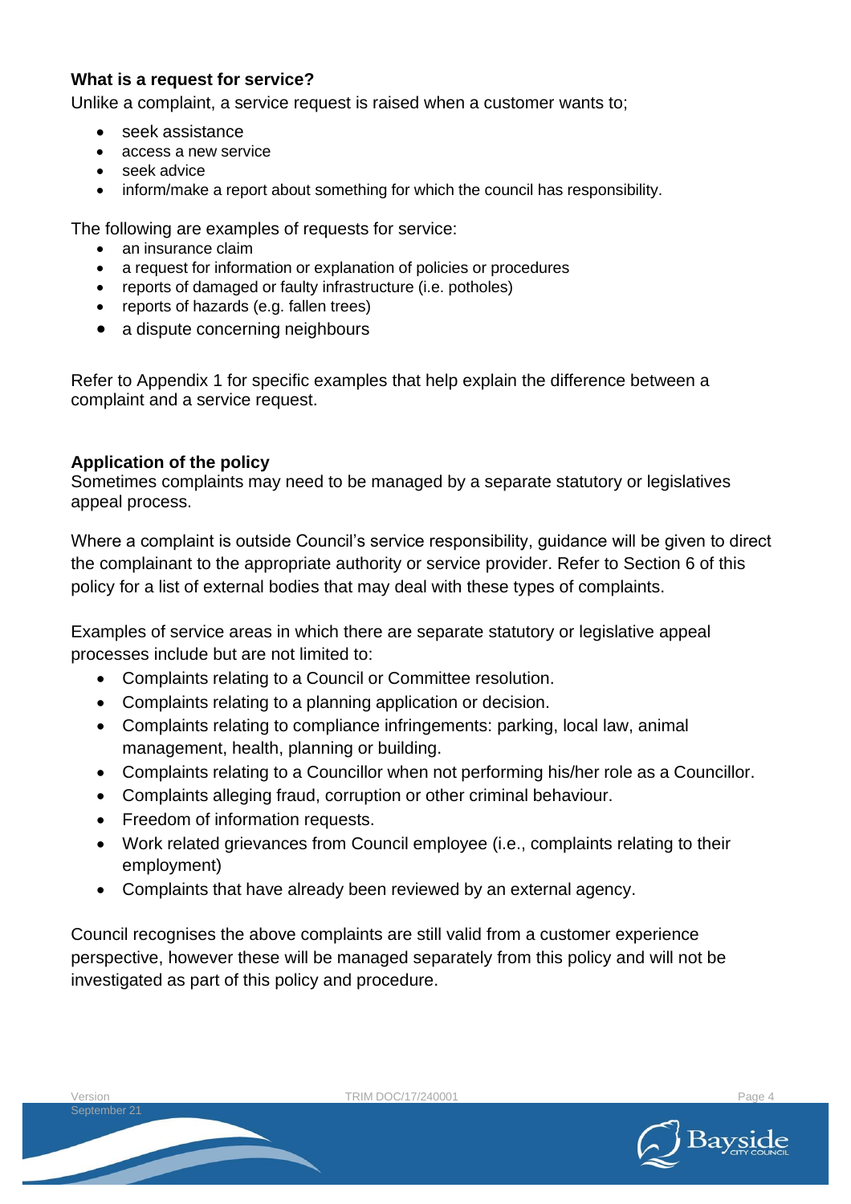**What is a request for service?**

Unlike a complaint, a service request is raised when a customer wants to;

- seek assistance
- access a new service
- seek advice
- inform/make a report about something for which the council has responsibility.

The following are examples of requests for service:

- an insurance claim
- a request for information or explanation of policies or procedures
- reports of damaged or faulty infrastructure (i.e. potholes)
- reports of hazards (e.g. fallen trees)
- a dispute concerning neighbours

Refer to Appendix 1 for specific examples that help explain the difference between a complaint and a service request.

**Application of the policy**

Sometimes complaints may need to be managed by a separate statutory or legislatives appeal process.

Where a complaint is outside Council's service responsibility, guidance will be given to direct the complainant to the appropriate authority or service provider. Refer to Section 6 of this policy for a list of external bodies that may deal with these types of complaints.

Examples of service areas in which there are separate statutory or legislative appeal processes include but are not limited to:

- Complaints relating to a Council or Committee resolution.
- Complaints relating to a planning application or decision.
- Complaints relating to compliance infringements: parking, local law, animal management, health, planning or building.
- Complaints relating to a Councillor when not performing his/her role as a Councillor.
- Complaints alleging fraud, corruption or other criminal behaviour.
- Freedom of information requests.
- Work related grievances from Council employee (i.e., complaints relating to their employment)
- Complaints that have already been reviewed by an external agency.

Council recognises the above complaints are still valid from a customer experience perspective, however these will be managed separately from this policy and will not be investigated as part of this policy and procedure.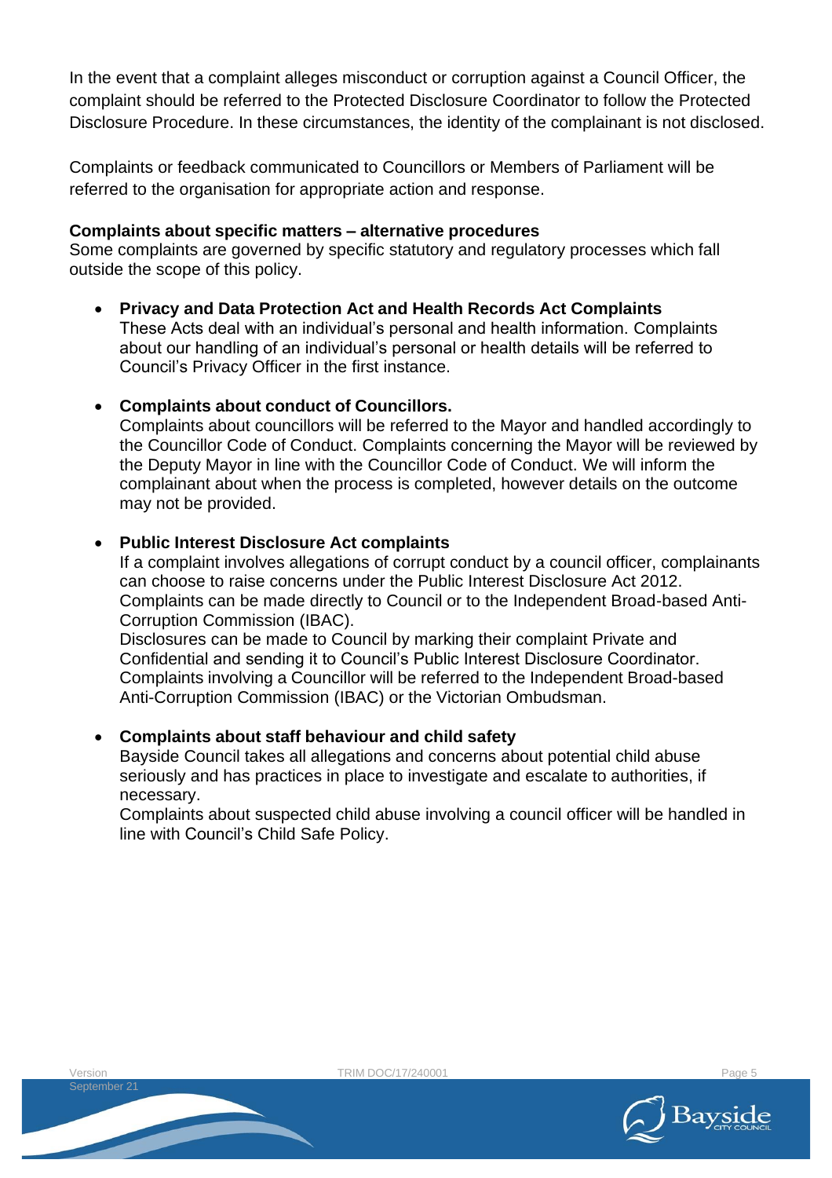In the event that a complaint alleges misconduct or corruption against a Council Officer, the complaint should be referred to the Protected Disclosure Coordinator to follow the Protected Disclosure Procedure. In these circumstances, the identity of the complainant is not disclosed.

Complaints or feedback communicated to Councillors or Members of Parliament will be referred to the organisation for appropriate action and response.

**Complaints about specific matters – alternative procedures**

Some complaints are governed by specific statutory and regulatory processes which fall outside the scope of this policy.

- **Privacy and Data Protection Act and Health Records Act Complaints**
  These Acts deal with an individual's personal and health information. Complaints about our handling of an individual's personal or health details will be referred to Council's Privacy Officer in the first instance.

- **Complaints about conduct of Councillors.**
  Complaints about councillors will be referred to the Mayor and handled accordingly to the Councillor Code of Conduct. Complaints concerning the Mayor will be reviewed by the Deputy Mayor in line with the Councillor Code of Conduct. We will inform the complainant about when the process is completed, however details on the outcome may not be provided.

- **Public Interest Disclosure Act complaints**
  If a complaint involves allegations of corrupt conduct by a council officer, complainants can choose to raise concerns under the Public Interest Disclosure Act 2012. Complaints can be made directly to Council or to the Independent Broad-based Anti-Corruption Commission (IBAC).
  Disclosures can be made to Council by marking their complaint Private and Confidential and sending it to Council's Public Interest Disclosure Coordinator. Complaints involving a Councillor will be referred to the Independent Broad-based Anti-Corruption Commission (IBAC) or the Victorian Ombudsman.

- **Complaints about staff behaviour and child safety**
  Bayside Council takes all allegations and concerns about potential child abuse seriously and has practices in place to investigate and escalate to authorities, if necessary.
  Complaints about suspected child abuse involving a council officer will be handled in line with Council's Child Safe Policy.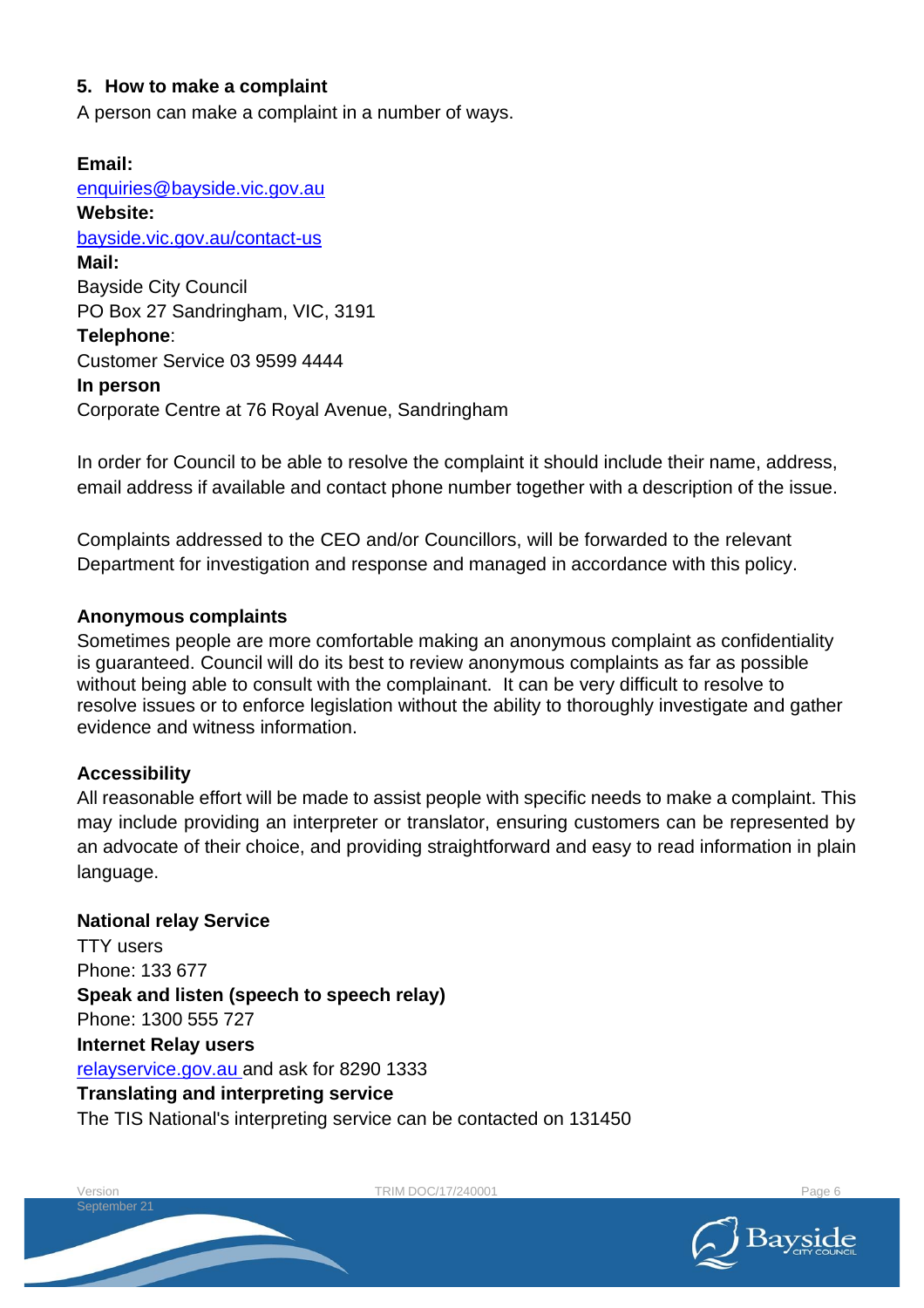## 5. How to make a complaint

A person can make a complaint in a number of ways.

**Email:**
enquiries@bayside.vic.gov.au

**Website:**
bayside.vic.gov.au/contact-us

**Mail:**
Bayside City Council
PO Box 27 Sandringham, VIC, 3191

**Telephone**:
Customer Service 03 9599 4444

**In person**
Corporate Centre at 76 Royal Avenue, Sandringham

In order for Council to be able to resolve the complaint it should include their name, address, email address if available and contact phone number together with a description of the issue.

Complaints addressed to the CEO and/or Councillors, will be forwarded to the relevant Department for investigation and response and managed in accordance with this policy.

### Anonymous complaints

Sometimes people are more comfortable making an anonymous complaint as confidentiality is guaranteed. Council will do its best to review anonymous complaints as far as possible without being able to consult with the complainant. It can be very difficult to resolve to resolve issues or to enforce legislation without the ability to thoroughly investigate and gather evidence and witness information.

### Accessibility

All reasonable effort will be made to assist people with specific needs to make a complaint. This may include providing an interpreter or translator, ensuring customers can be represented by an advocate of their choice, and providing straightforward and easy to read information in plain language.

**National relay Service**
TTY users
Phone: 133 677

**Speak and listen (speech to speech relay)**
Phone: 1300 555 727

**Internet Relay users**
relayservice.gov.au and ask for 8290 1333

**Translating and interpreting service**
The TIS National's interpreting service can be contacted on 131450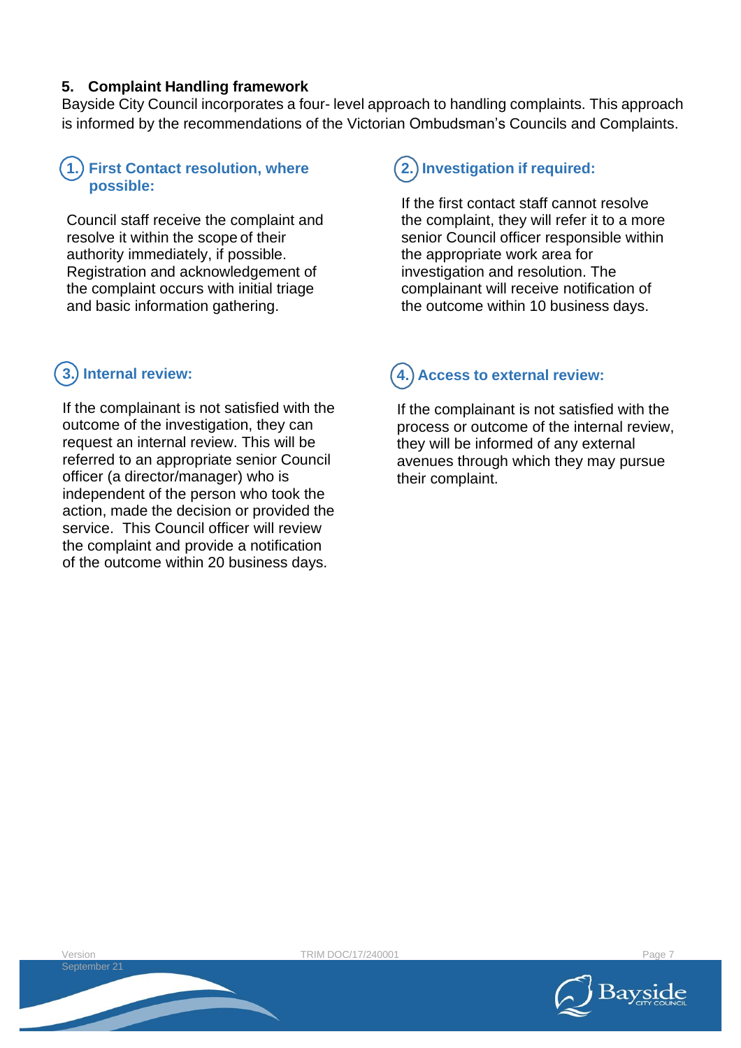## 5. Complaint Handling framework

Bayside City Council incorporates a four- level approach to handling complaints. This approach is informed by the recommendations of the Victorian Ombudsman's Councils and Complaints.

### 1. First Contact resolution, where possible:

Council staff receive the complaint and resolve it within the scope of their authority immediately, if possible. Registration and acknowledgement of the complaint occurs with initial triage and basic information gathering.

### 2. Investigation if required:

If the first contact staff cannot resolve the complaint, they will refer it to a more senior Council officer responsible within the appropriate work area for investigation and resolution. The complainant will receive notification of the outcome within 10 business days.

### 3. Internal review:

If the complainant is not satisfied with the outcome of the investigation, they can request an internal review. This will be referred to an appropriate senior Council officer (a director/manager) who is independent of the person who took the action, made the decision or provided the service. This Council officer will review the complaint and provide a notification of the outcome within 20 business days.

### 4. Access to external review:

If the complainant is not satisfied with the process or outcome of the internal review, they will be informed of any external avenues through which they may pursue their complaint.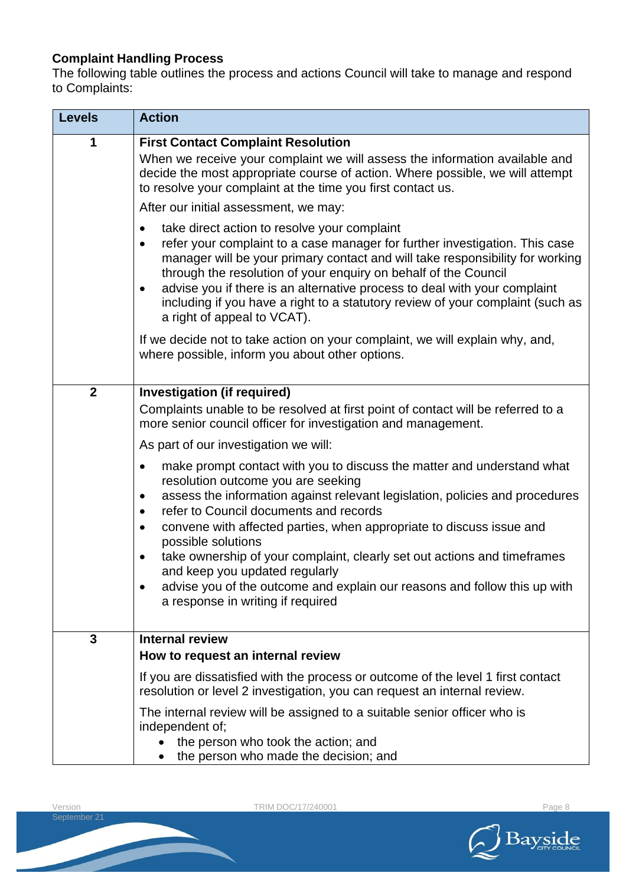**Complaint Handling Process**

The following table outlines the process and actions Council will take to manage and respond to Complaints:

| Levels | Action |
|---|---|
| 1 | **First Contact Complaint Resolution**<br>When we receive your complaint we will assess the information available and decide the most appropriate course of action. Where possible, we will attempt to resolve your complaint at the time you first contact us.<br>After our initial assessment, we may:<br>• take direct action to resolve your complaint<br>• refer your complaint to a case manager for further investigation. This case manager will be your primary contact and will take responsibility for working through the resolution of your enquiry on behalf of the Council<br>• advise you if there is an alternative process to deal with your complaint including if you have a right to a statutory review of your complaint (such as a right of appeal to VCAT).<br>If we decide not to take action on your complaint, we will explain why, and, where possible, inform you about other options. |
| 2 | **Investigation (if required)**<br>Complaints unable to be resolved at first point of contact will be referred to a more senior council officer for investigation and management.<br>As part of our investigation we will:<br>• make prompt contact with you to discuss the matter and understand what resolution outcome you are seeking<br>• assess the information against relevant legislation, policies and procedures<br>• refer to Council documents and records<br>• convene with affected parties, when appropriate to discuss issue and possible solutions<br>• take ownership of your complaint, clearly set out actions and timeframes and keep you updated regularly<br>• advise you of the outcome and explain our reasons and follow this up with a response in writing if required |
| 3 | **Internal review**<br>**How to request an internal review**<br>If you are dissatisfied with the process or outcome of the level 1 first contact resolution or level 2 investigation, you can request an internal review.<br>The internal review will be assigned to a suitable senior officer who is independent of;<br>• the person who took the action; and<br>• the person who made the decision; and |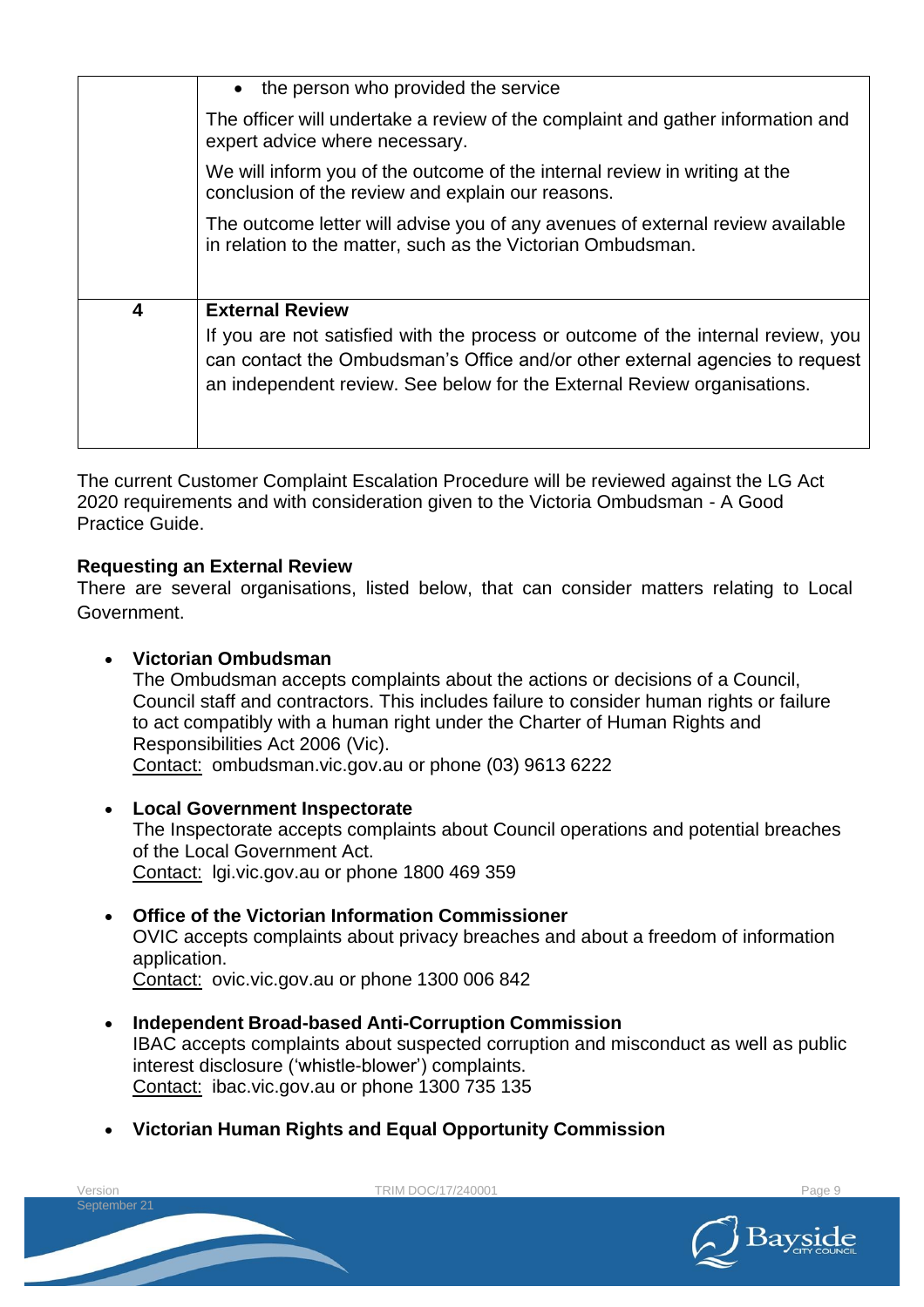|  |  |
| --- | --- |
|  | • the person who provided the service<br><br>The officer will undertake a review of the complaint and gather information and expert advice where necessary.<br><br>We will inform you of the outcome of the internal review in writing at the conclusion of the review and explain our reasons.<br><br>The outcome letter will advise you of any avenues of external review available in relation to the matter, such as the Victorian Ombudsman. |
| **4** | **External Review**<br><br>If you are not satisfied with the process or outcome of the internal review, you can contact the Ombudsman's Office and/or other external agencies to request an independent review. See below for the External Review organisations. |

The current Customer Complaint Escalation Procedure will be reviewed against the LG Act 2020 requirements and with consideration given to the Victoria Ombudsman - A Good Practice Guide.

**Requesting an External Review**

There are several organisations, listed below, that can consider matters relating to Local Government.

- **Victorian Ombudsman**
  The Ombudsman accepts complaints about the actions or decisions of a Council, Council staff and contractors. This includes failure to consider human rights or failure to act compatibly with a human right under the Charter of Human Rights and Responsibilities Act 2006 (Vic).
  Contact: ombudsman.vic.gov.au or phone (03) 9613 6222

- **Local Government Inspectorate**
  The Inspectorate accepts complaints about Council operations and potential breaches of the Local Government Act.
  Contact: lgi.vic.gov.au or phone 1800 469 359

- **Office of the Victorian Information Commissioner**
  OVIC accepts complaints about privacy breaches and about a freedom of information application.
  Contact: ovic.vic.gov.au or phone 1300 006 842

- **Independent Broad-based Anti-Corruption Commission**
  IBAC accepts complaints about suspected corruption and misconduct as well as public interest disclosure ('whistle-blower') complaints.
  Contact: ibac.vic.gov.au or phone 1300 735 135

- **Victorian Human Rights and Equal Opportunity Commission**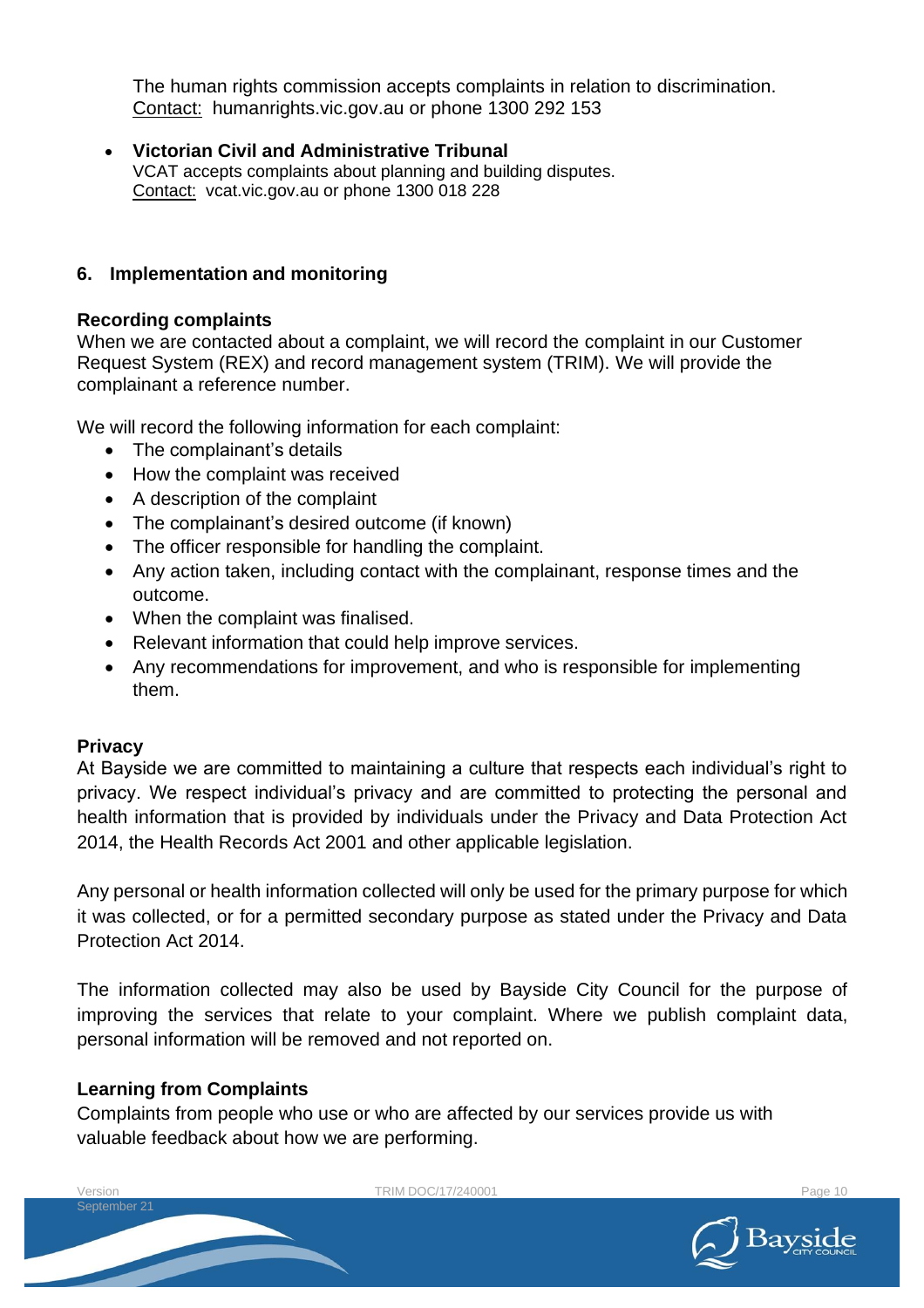The human rights commission accepts complaints in relation to discrimination.
Contact: humanrights.vic.gov.au or phone 1300 292 153

- **Victorian Civil and Administrative Tribunal**
  VCAT accepts complaints about planning and building disputes.
  Contact: vcat.vic.gov.au or phone 1300 018 228

## 6. Implementation and monitoring

### Recording complaints

When we are contacted about a complaint, we will record the complaint in our Customer Request System (REX) and record management system (TRIM). We will provide the complainant a reference number.

We will record the following information for each complaint:

- The complainant's details
- How the complaint was received
- A description of the complaint
- The complainant's desired outcome (if known)
- The officer responsible for handling the complaint.
- Any action taken, including contact with the complainant, response times and the outcome.
- When the complaint was finalised.
- Relevant information that could help improve services.
- Any recommendations for improvement, and who is responsible for implementing them.

### Privacy

At Bayside we are committed to maintaining a culture that respects each individual's right to privacy. We respect individual's privacy and are committed to protecting the personal and health information that is provided by individuals under the Privacy and Data Protection Act 2014, the Health Records Act 2001 and other applicable legislation.

Any personal or health information collected will only be used for the primary purpose for which it was collected, or for a permitted secondary purpose as stated under the Privacy and Data Protection Act 2014.

The information collected may also be used by Bayside City Council for the purpose of improving the services that relate to your complaint. Where we publish complaint data, personal information will be removed and not reported on.

### Learning from Complaints

Complaints from people who use or who are affected by our services provide us with valuable feedback about how we are performing.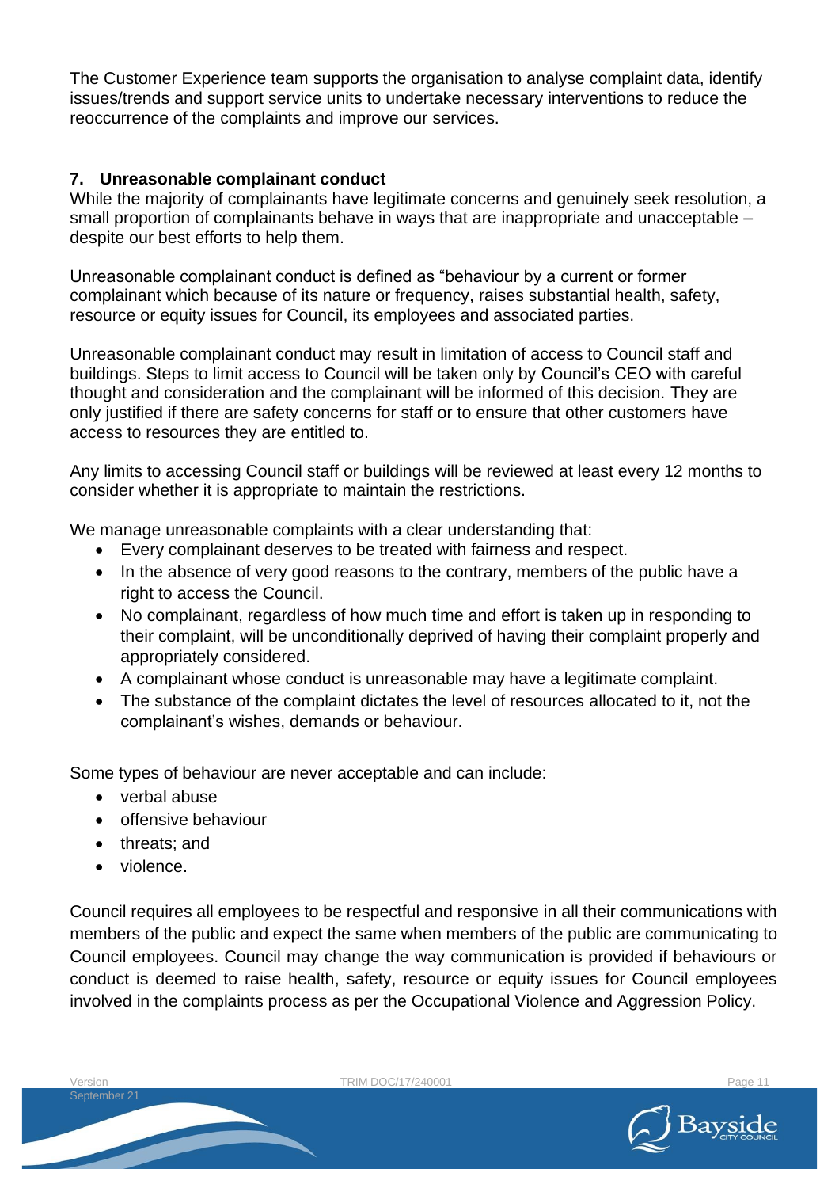The Customer Experience team supports the organisation to analyse complaint data, identify issues/trends and support service units to undertake necessary interventions to reduce the reoccurrence of the complaints and improve our services.

## 7. Unreasonable complainant conduct

While the majority of complainants have legitimate concerns and genuinely seek resolution, a small proportion of complainants behave in ways that are inappropriate and unacceptable – despite our best efforts to help them.

Unreasonable complainant conduct is defined as "behaviour by a current or former complainant which because of its nature or frequency, raises substantial health, safety, resource or equity issues for Council, its employees and associated parties.

Unreasonable complainant conduct may result in limitation of access to Council staff and buildings. Steps to limit access to Council will be taken only by Council's CEO with careful thought and consideration and the complainant will be informed of this decision. They are only justified if there are safety concerns for staff or to ensure that other customers have access to resources they are entitled to.

Any limits to accessing Council staff or buildings will be reviewed at least every 12 months to consider whether it is appropriate to maintain the restrictions.

We manage unreasonable complaints with a clear understanding that:

- Every complainant deserves to be treated with fairness and respect.
- In the absence of very good reasons to the contrary, members of the public have a right to access the Council.
- No complainant, regardless of how much time and effort is taken up in responding to their complaint, will be unconditionally deprived of having their complaint properly and appropriately considered.
- A complainant whose conduct is unreasonable may have a legitimate complaint.
- The substance of the complaint dictates the level of resources allocated to it, not the complainant's wishes, demands or behaviour.

Some types of behaviour are never acceptable and can include:

- verbal abuse
- offensive behaviour
- threats; and
- violence.

Council requires all employees to be respectful and responsive in all their communications with members of the public and expect the same when members of the public are communicating to Council employees. Council may change the way communication is provided if behaviours or conduct is deemed to raise health, safety, resource or equity issues for Council employees involved in the complaints process as per the Occupational Violence and Aggression Policy.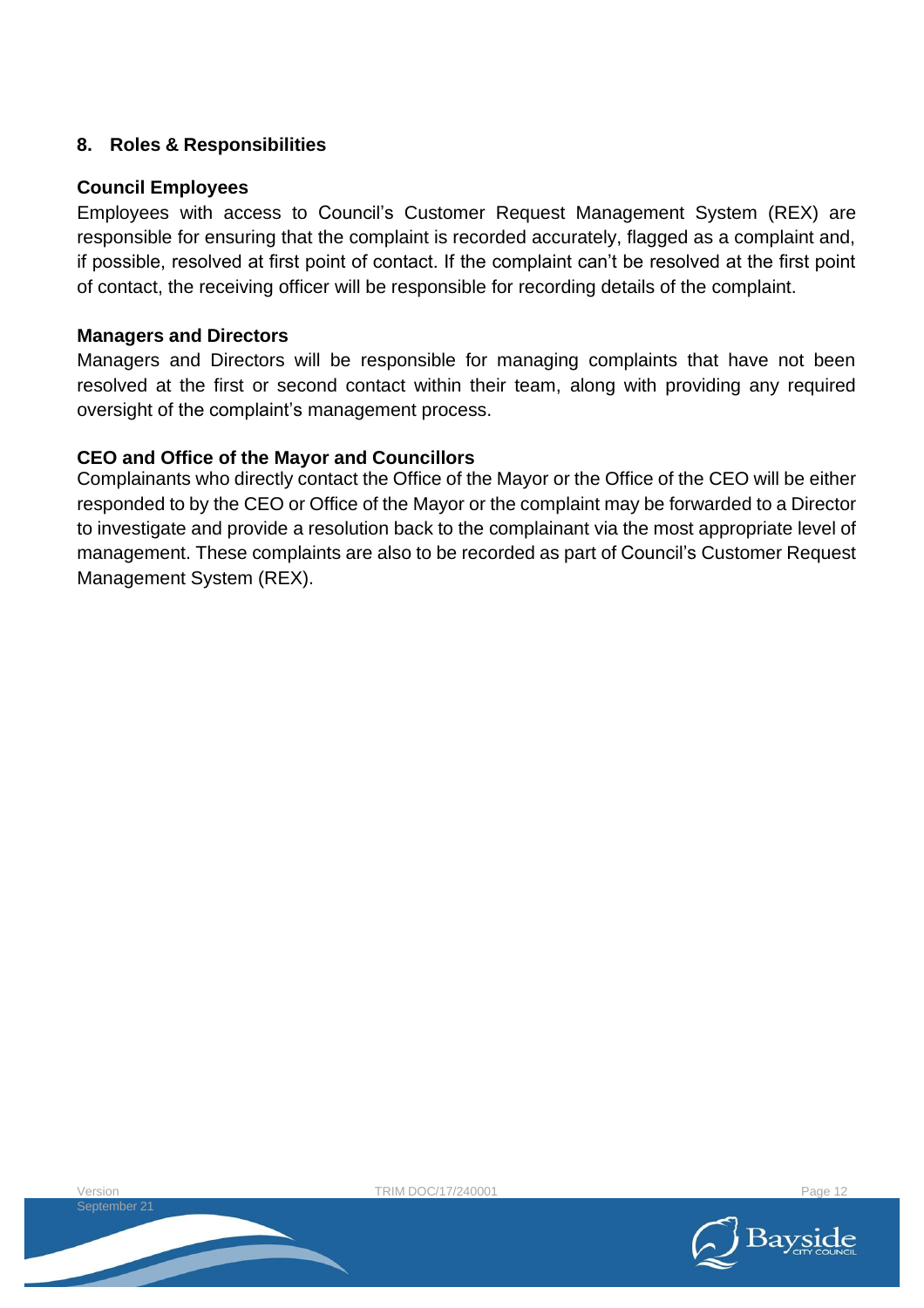## 8. Roles & Responsibilities

### Council Employees

Employees with access to Council's Customer Request Management System (REX) are responsible for ensuring that the complaint is recorded accurately, flagged as a complaint and, if possible, resolved at first point of contact. If the complaint can't be resolved at the first point of contact, the receiving officer will be responsible for recording details of the complaint.

### Managers and Directors

Managers and Directors will be responsible for managing complaints that have not been resolved at the first or second contact within their team, along with providing any required oversight of the complaint's management process.

### CEO and Office of the Mayor and Councillors

Complainants who directly contact the Office of the Mayor or the Office of the CEO will be either responded to by the CEO or Office of the Mayor or the complaint may be forwarded to a Director to investigate and provide a resolution back to the complainant via the most appropriate level of management. These complaints are also to be recorded as part of Council's Customer Request Management System (REX).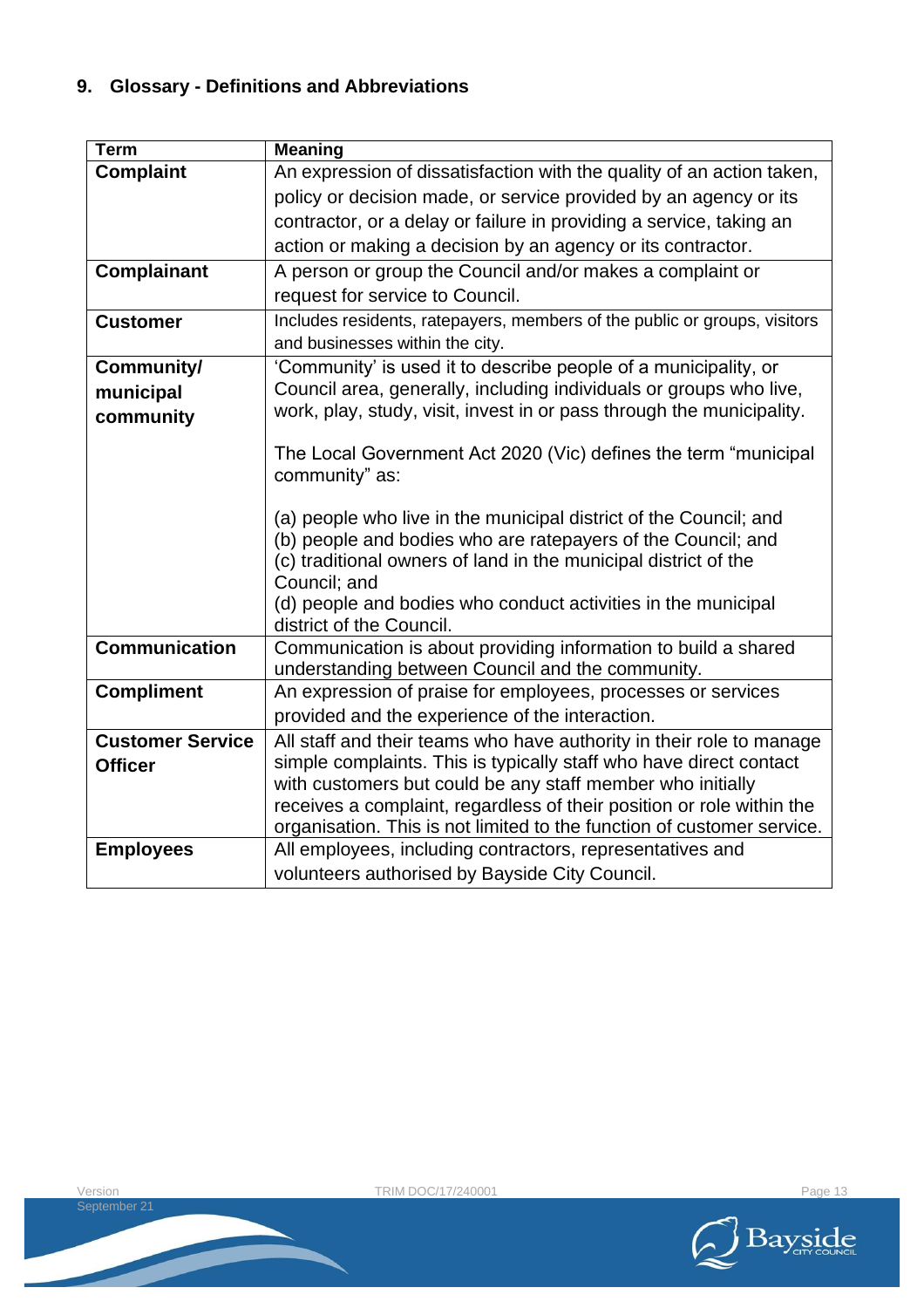## 9. Glossary - Definitions and Abbreviations

| Term | Meaning |
|---|---|
| **Complaint** | An expression of dissatisfaction with the quality of an action taken, policy or decision made, or service provided by an agency or its contractor, or a delay or failure in providing a service, taking an action or making a decision by an agency or its contractor. |
| **Complainant** | A person or group the Council and/or makes a complaint or request for service to Council. |
| **Customer** | Includes residents, ratepayers, members of the public or groups, visitors and businesses within the city. |
| **Community/ municipal community** | 'Community' is used it to describe people of a municipality, or Council area, generally, including individuals or groups who live, work, play, study, visit, invest in or pass through the municipality.<br><br>The Local Government Act 2020 (Vic) defines the term "municipal community" as:<br><br>(a) people who live in the municipal district of the Council; and<br>(b) people and bodies who are ratepayers of the Council; and<br>(c) traditional owners of land in the municipal district of the Council; and<br>(d) people and bodies who conduct activities in the municipal district of the Council. |
| **Communication** | Communication is about providing information to build a shared understanding between Council and the community. |
| **Compliment** | An expression of praise for employees, processes or services provided and the experience of the interaction. |
| **Customer Service Officer** | All staff and their teams who have authority in their role to manage simple complaints. This is typically staff who have direct contact with customers but could be any staff member who initially receives a complaint, regardless of their position or role within the organisation. This is not limited to the function of customer service. |
| **Employees** | All employees, including contractors, representatives and volunteers authorised by Bayside City Council. |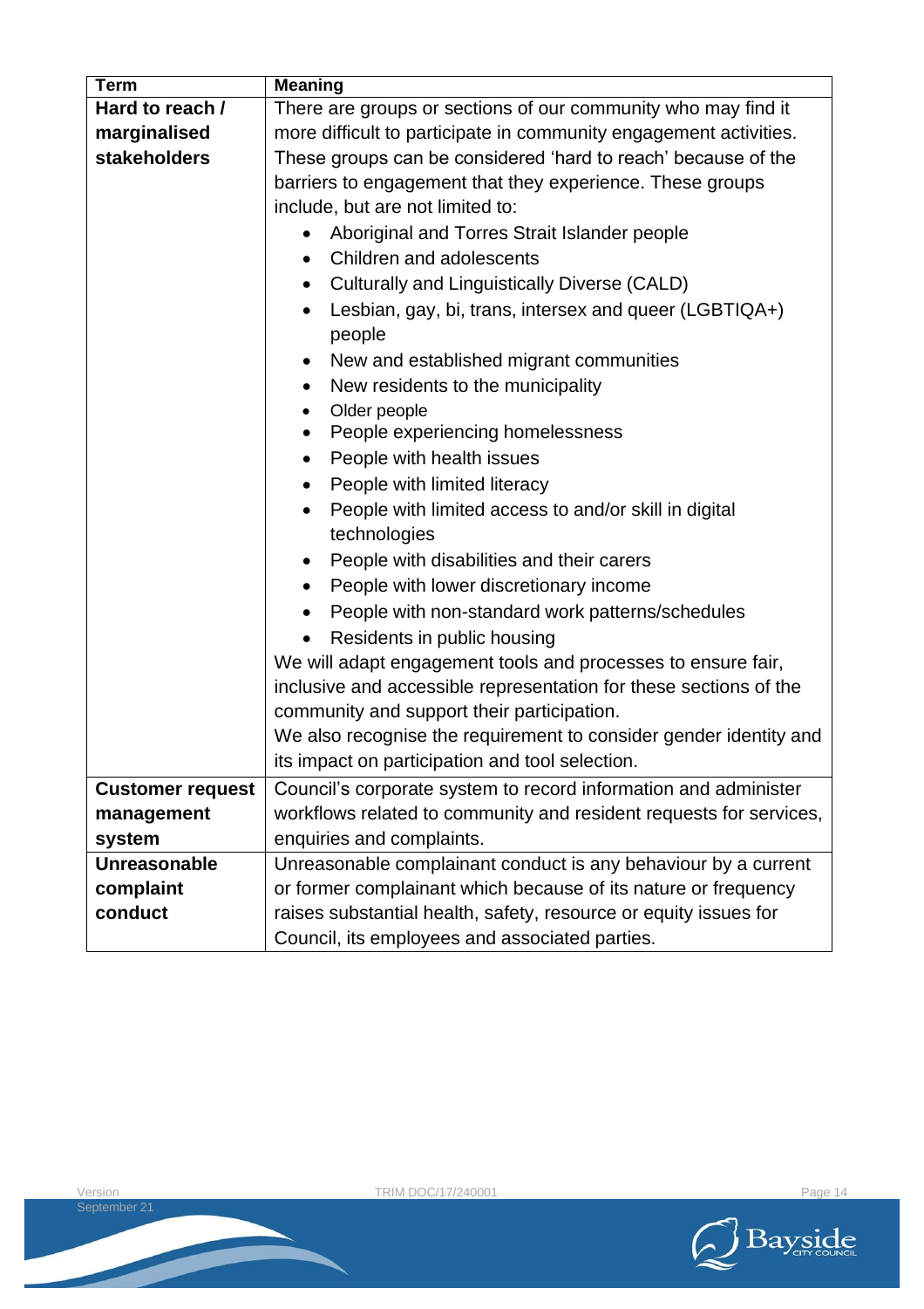| Term | Meaning |
|---|---|
| **Hard to reach / marginalised stakeholders** | There are groups or sections of our community who may find it more difficult to participate in community engagement activities. These groups can be considered 'hard to reach' because of the barriers to engagement that they experience. These groups include, but are not limited to: <br>• Aboriginal and Torres Strait Islander people <br>• Children and adolescents <br>• Culturally and Linguistically Diverse (CALD) <br>• Lesbian, gay, bi, trans, intersex and queer (LGBTIQA+) people <br>• New and established migrant communities <br>• New residents to the municipality <br>• Older people <br>• People experiencing homelessness <br>• People with health issues <br>• People with limited literacy <br>• People with limited access to and/or skill in digital technologies <br>• People with disabilities and their carers <br>• People with lower discretionary income <br>• People with non-standard work patterns/schedules <br>• Residents in public housing <br>We will adapt engagement tools and processes to ensure fair, inclusive and accessible representation for these sections of the community and support their participation. <br>We also recognise the requirement to consider gender identity and its impact on participation and tool selection. |
| **Customer request management system** | Council's corporate system to record information and administer workflows related to community and resident requests for services, enquiries and complaints. |
| **Unreasonable complaint conduct** | Unreasonable complainant conduct is any behaviour by a current or former complainant which because of its nature or frequency raises substantial health, safety, resource or equity issues for Council, its employees and associated parties. |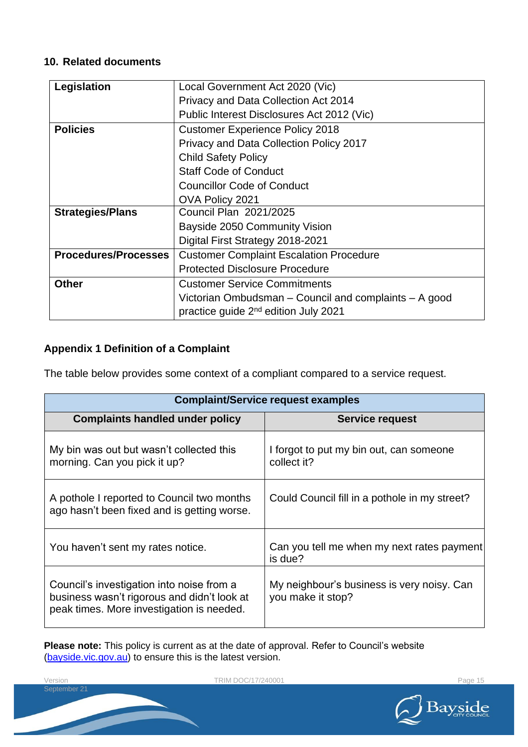## 10. Related documents

| | |
|---|---|
| **Legislation** | Local Government Act 2020 (Vic)<br>Privacy and Data Collection Act 2014<br>Public Interest Disclosures Act 2012 (Vic) |
| **Policies** | Customer Experience Policy 2018<br>Privacy and Data Collection Policy 2017<br>Child Safety Policy<br>Staff Code of Conduct<br>Councillor Code of Conduct<br>OVA Policy 2021 |
| **Strategies/Plans** | Council Plan 2021/2025<br>Bayside 2050 Community Vision<br>Digital First Strategy 2018-2021 |
| **Procedures/Processes** | Customer Complaint Escalation Procedure<br>Protected Disclosure Procedure |
| **Other** | Customer Service Commitments<br>Victorian Ombudsman – Council and complaints – A good practice guide 2nd edition July 2021 |

## Appendix 1 Definition of a Complaint

The table below provides some context of a compliant compared to a service request.

| **Complaint/Service request examples** | |
|---|---|
| **Complaints handled under policy** | **Service request** |
| My bin was out but wasn't collected this morning. Can you pick it up? | I forgot to put my bin out, can someone collect it? |
| A pothole I reported to Council two months ago hasn't been fixed and is getting worse. | Could Council fill in a pothole in my street? |
| You haven't sent my rates notice. | Can you tell me when my next rates payment is due? |
| Council's investigation into noise from a business wasn't rigorous and didn't look at peak times. More investigation is needed. | My neighbour's business is very noisy. Can you make it stop? |

**Please note:** This policy is current as at the date of approval. Refer to Council's website (bayside.vic.gov.au) to ensure this is the latest version.